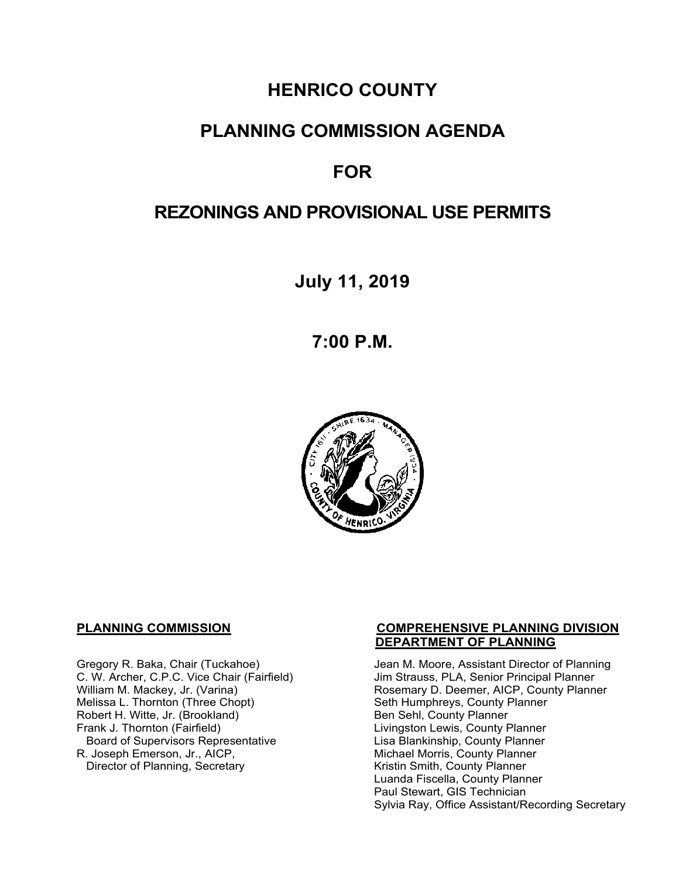# HENRICO COUNTY

## PLANNING COMMISSION AGENDA

## FOR

## REZONINGS AND PROVISIONAL USE PERMITS

**July 11, 2019**

**7:00 P.M.**

**PLANNING COMMISSION**

Gregory R. Baka, Chair (Tuckahoe)
C. W. Archer, C.P.C. Vice Chair (Fairfield)
William M. Mackey, Jr. (Varina)
Melissa L. Thornton (Three Chopt)
Robert H. Witte, Jr. (Brookland)
Frank J. Thornton (Fairfield)
  Board of Supervisors Representative
R. Joseph Emerson, Jr., AICP,
  Director of Planning, Secretary

**COMPREHENSIVE PLANNING DIVISION**
**DEPARTMENT OF PLANNING**

Jean M. Moore, Assistant Director of Planning
Jim Strauss, PLA, Senior Principal Planner
Rosemary D. Deemer, AICP, County Planner
Seth Humphreys, County Planner
Ben Sehl, County Planner
Livingston Lewis, County Planner
Lisa Blankinship, County Planner
Michael Morris, County Planner
Kristin Smith, County Planner
Luanda Fiscella, County Planner
Paul Stewart, GIS Technician
Sylvia Ray, Office Assistant/Recording Secretary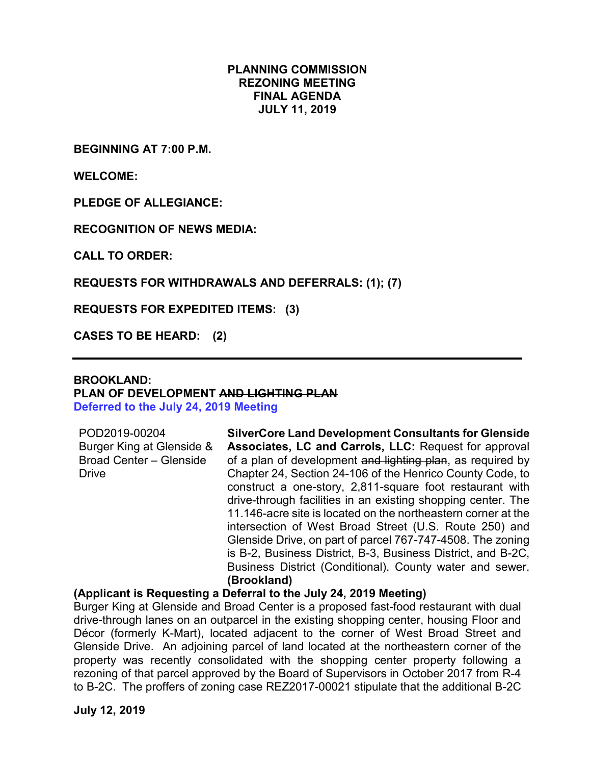# PLANNING COMMISSION
# REZONING MEETING
# FINAL AGENDA
# JULY 11, 2019

**BEGINNING AT 7:00 P.M.**

**WELCOME:**

**PLEDGE OF ALLEGIANCE:**

**RECOGNITION OF NEWS MEDIA:**

**CALL TO ORDER:**

**REQUESTS FOR WITHDRAWALS AND DEFERRALS: (1); (7)**

**REQUESTS FOR EXPEDITED ITEMS: (3)**

**CASES TO BE HEARD: (2)**

---

**BROOKLAND:**
**PLAN OF DEVELOPMENT ~~AND LIGHTING PLAN~~**
**Deferred to the July 24, 2019 Meeting**

| | |
|---|---|
| POD2019-00204<br>Burger King at Glenside & Broad Center – Glenside Drive | **SilverCore Land Development Consultants for Glenside Associates, LC and Carrols, LLC:** Request for approval of a plan of development ~~and lighting plan~~, as required by Chapter 24, Section 24-106 of the Henrico County Code, to construct a one-story, 2,811-square foot restaurant with drive-through facilities in an existing shopping center. The 11.146-acre site is located on the northeastern corner at the intersection of West Broad Street (U.S. Route 250) and Glenside Drive, on part of parcel 767-747-4508. The zoning is B-2, Business District, B-3, Business District, and B-2C, Business District (Conditional). County water and sewer. **(Brookland)** |

**(Applicant is Requesting a Deferral to the July 24, 2019 Meeting)**

Burger King at Glenside and Broad Center is a proposed fast-food restaurant with dual drive-through lanes on an outparcel in the existing shopping center, housing Floor and Décor (formerly K-Mart), located adjacent to the corner of West Broad Street and Glenside Drive. An adjoining parcel of land located at the northeastern corner of the property was recently consolidated with the shopping center property following a rezoning of that parcel approved by the Board of Supervisors in October 2017 from R-4 to B-2C. The proffers of zoning case REZ2017-00021 stipulate that the additional B-2C

**July 12, 2019**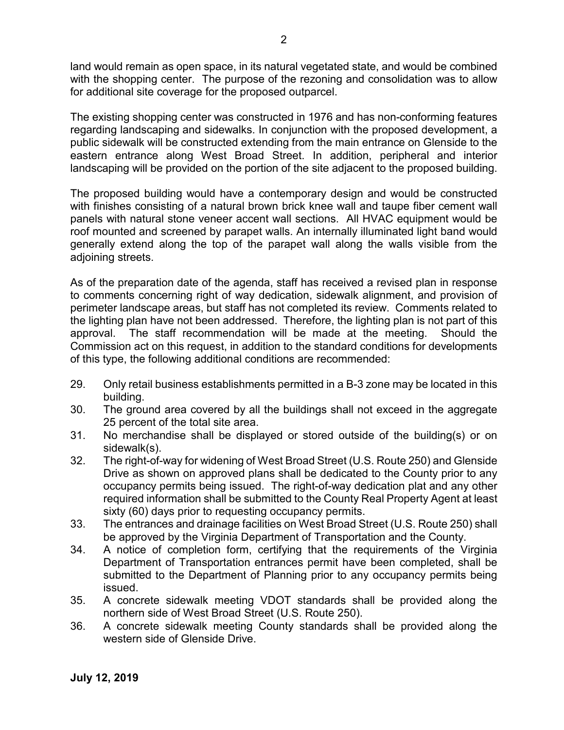land would remain as open space, in its natural vegetated state, and would be combined with the shopping center. The purpose of the rezoning and consolidation was to allow for additional site coverage for the proposed outparcel.

The existing shopping center was constructed in 1976 and has non-conforming features regarding landscaping and sidewalks. In conjunction with the proposed development, a public sidewalk will be constructed extending from the main entrance on Glenside to the eastern entrance along West Broad Street. In addition, peripheral and interior landscaping will be provided on the portion of the site adjacent to the proposed building.

The proposed building would have a contemporary design and would be constructed with finishes consisting of a natural brown brick knee wall and taupe fiber cement wall panels with natural stone veneer accent wall sections. All HVAC equipment would be roof mounted and screened by parapet walls. An internally illuminated light band would generally extend along the top of the parapet wall along the walls visible from the adjoining streets.

As of the preparation date of the agenda, staff has received a revised plan in response to comments concerning right of way dedication, sidewalk alignment, and provision of perimeter landscape areas, but staff has not completed its review. Comments related to the lighting plan have not been addressed. Therefore, the lighting plan is not part of this approval. The staff recommendation will be made at the meeting. Should the Commission act on this request, in addition to the standard conditions for developments of this type, the following additional conditions are recommended:

29. Only retail business establishments permitted in a B-3 zone may be located in this building.
30. The ground area covered by all the buildings shall not exceed in the aggregate 25 percent of the total site area.
31. No merchandise shall be displayed or stored outside of the building(s) or on sidewalk(s).
32. The right-of-way for widening of West Broad Street (U.S. Route 250) and Glenside Drive as shown on approved plans shall be dedicated to the County prior to any occupancy permits being issued. The right-of-way dedication plat and any other required information shall be submitted to the County Real Property Agent at least sixty (60) days prior to requesting occupancy permits.
33. The entrances and drainage facilities on West Broad Street (U.S. Route 250) shall be approved by the Virginia Department of Transportation and the County.
34. A notice of completion form, certifying that the requirements of the Virginia Department of Transportation entrances permit have been completed, shall be submitted to the Department of Planning prior to any occupancy permits being issued.
35. A concrete sidewalk meeting VDOT standards shall be provided along the northern side of West Broad Street (U.S. Route 250).
36. A concrete sidewalk meeting County standards shall be provided along the western side of Glenside Drive.

**July 12, 2019**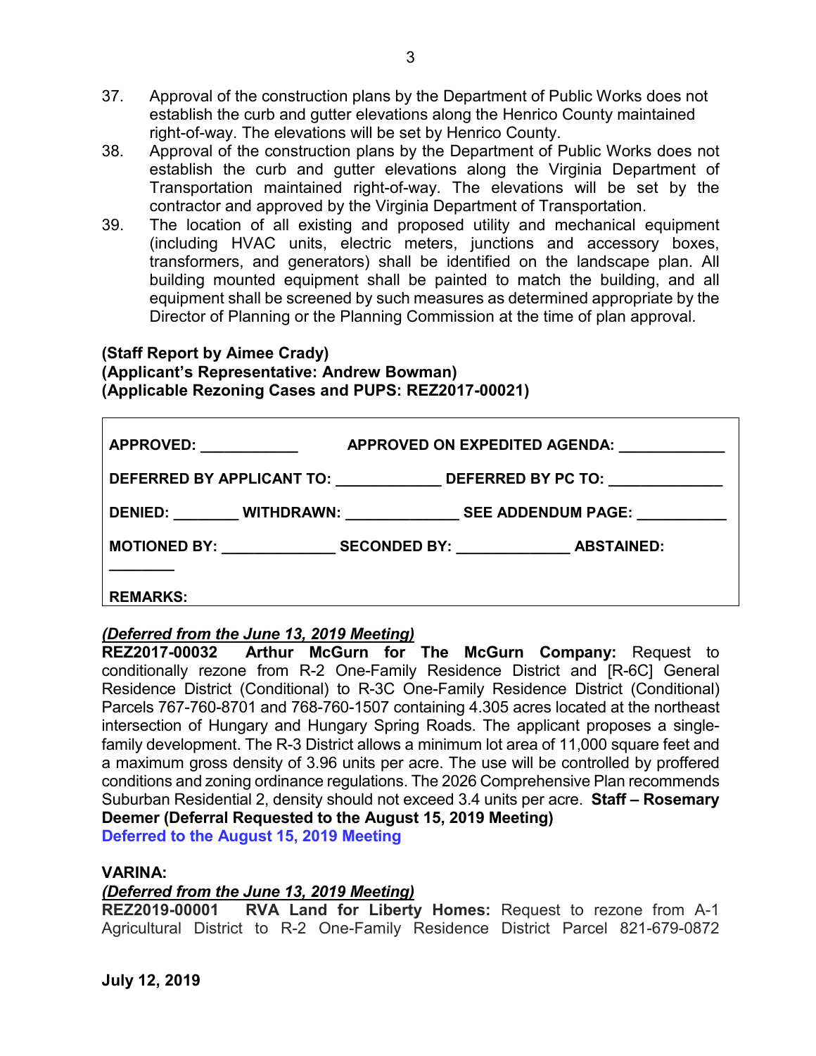37. Approval of the construction plans by the Department of Public Works does not establish the curb and gutter elevations along the Henrico County maintained right-of-way. The elevations will be set by Henrico County.
38. Approval of the construction plans by the Department of Public Works does not establish the curb and gutter elevations along the Virginia Department of Transportation maintained right-of-way. The elevations will be set by the contractor and approved by the Virginia Department of Transportation.
39. The location of all existing and proposed utility and mechanical equipment (including HVAC units, electric meters, junctions and accessory boxes, transformers, and generators) shall be identified on the landscape plan. All building mounted equipment shall be painted to match the building, and all equipment shall be screened by such measures as determined appropriate by the Director of Planning or the Planning Commission at the time of plan approval.

**(Staff Report by Aimee Crady)**
**(Applicant's Representative: Andrew Bowman)**
**(Applicable Rezoning Cases and PUPS: REZ2017-00021)**

| | |
|---|---|
| **APPROVED:** ___________ | **APPROVED ON EXPEDITED AGENDA:** ____________ |
| **DEFERRED BY APPLICANT TO:** ____________ | **DEFERRED BY PC TO:** _____________ |
| **DENIED:** ________ **WITHDRAWN:** _____________ | **SEE ADDENDUM PAGE:** __________ |
| **MOTIONED BY:** _____________ **SECONDED BY:** _____________ | **ABSTAINED:** ________ |
| **REMARKS:** | |

***(Deferred from the June 13, 2019 Meeting)***
**REZ2017-00032 Arthur McGurn for The McGurn Company:** Request to conditionally rezone from R-2 One-Family Residence District and [R-6C] General Residence District (Conditional) to R-3C One-Family Residence District (Conditional) Parcels 767-760-8701 and 768-760-1507 containing 4.305 acres located at the northeast intersection of Hungary and Hungary Spring Roads. The applicant proposes a single-family development. The R-3 District allows a minimum lot area of 11,000 square feet and a maximum gross density of 3.96 units per acre. The use will be controlled by proffered conditions and zoning ordinance regulations. The 2026 Comprehensive Plan recommends Suburban Residential 2, density should not exceed 3.4 units per acre. **Staff – Rosemary Deemer (Deferral Requested to the August 15, 2019 Meeting)**
**Deferred to the August 15, 2019 Meeting**

**VARINA:**
***(Deferred from the June 13, 2019 Meeting)***
**REZ2019-00001 RVA Land for Liberty Homes:** Request to rezone from A-1 Agricultural District to R-2 One-Family Residence District Parcel 821-679-0872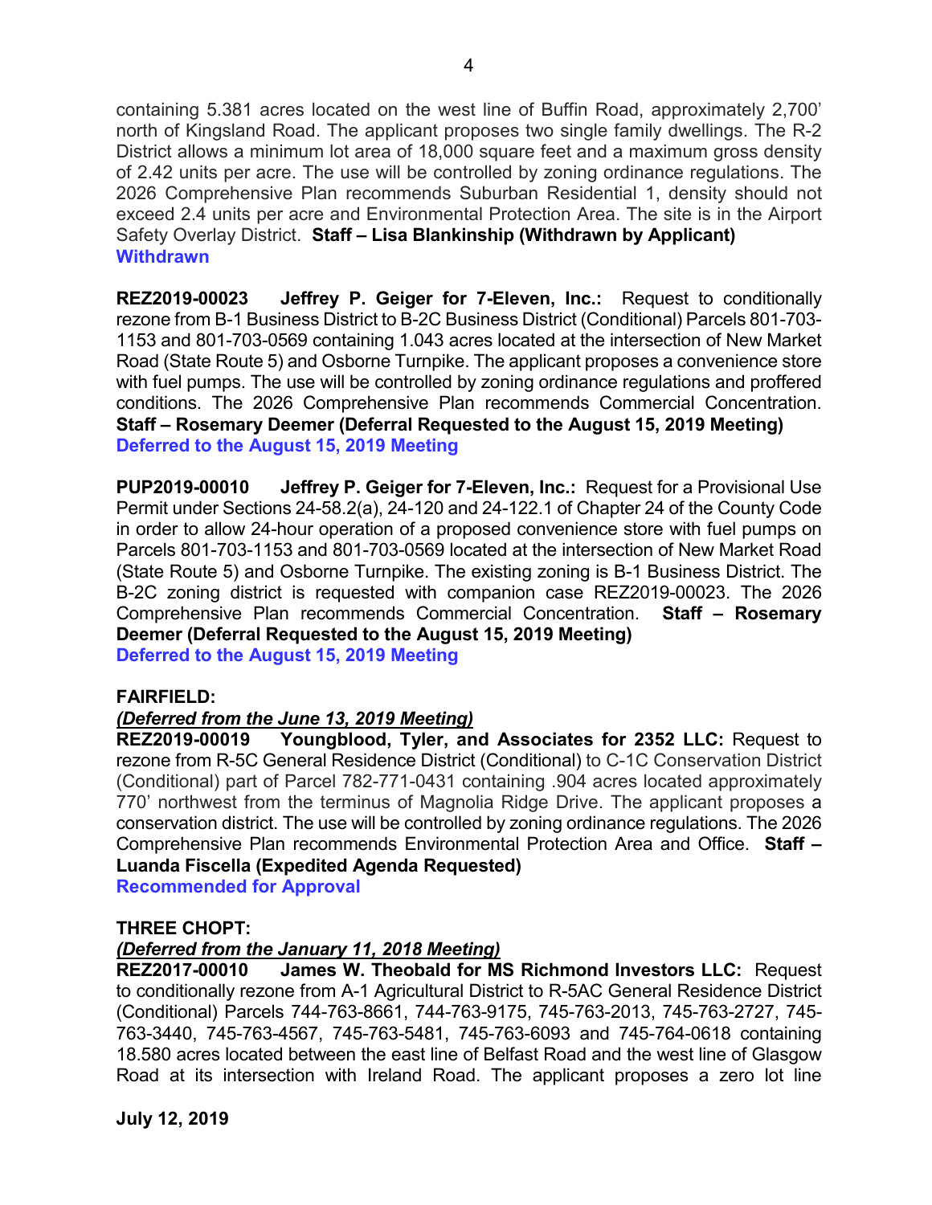containing 5.381 acres located on the west line of Buffin Road, approximately 2,700' north of Kingsland Road. The applicant proposes two single family dwellings. The R-2 District allows a minimum lot area of 18,000 square feet and a maximum gross density of 2.42 units per acre. The use will be controlled by zoning ordinance regulations. The 2026 Comprehensive Plan recommends Suburban Residential 1, density should not exceed 2.4 units per acre and Environmental Protection Area. The site is in the Airport Safety Overlay District. **Staff – Lisa Blankinship (Withdrawn by Applicant)**
**Withdrawn**

**REZ2019-00023 Jeffrey P. Geiger for 7-Eleven, Inc.:** Request to conditionally rezone from B-1 Business District to B-2C Business District (Conditional) Parcels 801-703-1153 and 801-703-0569 containing 1.043 acres located at the intersection of New Market Road (State Route 5) and Osborne Turnpike. The applicant proposes a convenience store with fuel pumps. The use will be controlled by zoning ordinance regulations and proffered conditions. The 2026 Comprehensive Plan recommends Commercial Concentration. **Staff – Rosemary Deemer (Deferral Requested to the August 15, 2019 Meeting)**
**Deferred to the August 15, 2019 Meeting**

**PUP2019-00010 Jeffrey P. Geiger for 7-Eleven, Inc.:** Request for a Provisional Use Permit under Sections 24-58.2(a), 24-120 and 24-122.1 of Chapter 24 of the County Code in order to allow 24-hour operation of a proposed convenience store with fuel pumps on Parcels 801-703-1153 and 801-703-0569 located at the intersection of New Market Road (State Route 5) and Osborne Turnpike. The existing zoning is B-1 Business District. The B-2C zoning district is requested with companion case REZ2019-00023. The 2026 Comprehensive Plan recommends Commercial Concentration. **Staff – Rosemary Deemer (Deferral Requested to the August 15, 2019 Meeting)**
**Deferred to the August 15, 2019 Meeting**

**FAIRFIELD:**
***(Deferred from the June 13, 2019 Meeting)***
**REZ2019-00019 Youngblood, Tyler, and Associates for 2352 LLC:** Request to rezone from R-5C General Residence District (Conditional) to C-1C Conservation District (Conditional) part of Parcel 782-771-0431 containing .904 acres located approximately 770' northwest from the terminus of Magnolia Ridge Drive. The applicant proposes a conservation district. The use will be controlled by zoning ordinance regulations. The 2026 Comprehensive Plan recommends Environmental Protection Area and Office. **Staff – Luanda Fiscella (Expedited Agenda Requested)**
**Recommended for Approval**

**THREE CHOPT:**
***(Deferred from the January 11, 2018 Meeting)***
**REZ2017-00010 James W. Theobald for MS Richmond Investors LLC:** Request to conditionally rezone from A-1 Agricultural District to R-5AC General Residence District (Conditional) Parcels 744-763-8661, 744-763-9175, 745-763-2013, 745-763-2727, 745-763-3440, 745-763-4567, 745-763-5481, 745-763-6093 and 745-764-0618 containing 18.580 acres located between the east line of Belfast Road and the west line of Glasgow Road at its intersection with Ireland Road. The applicant proposes a zero lot line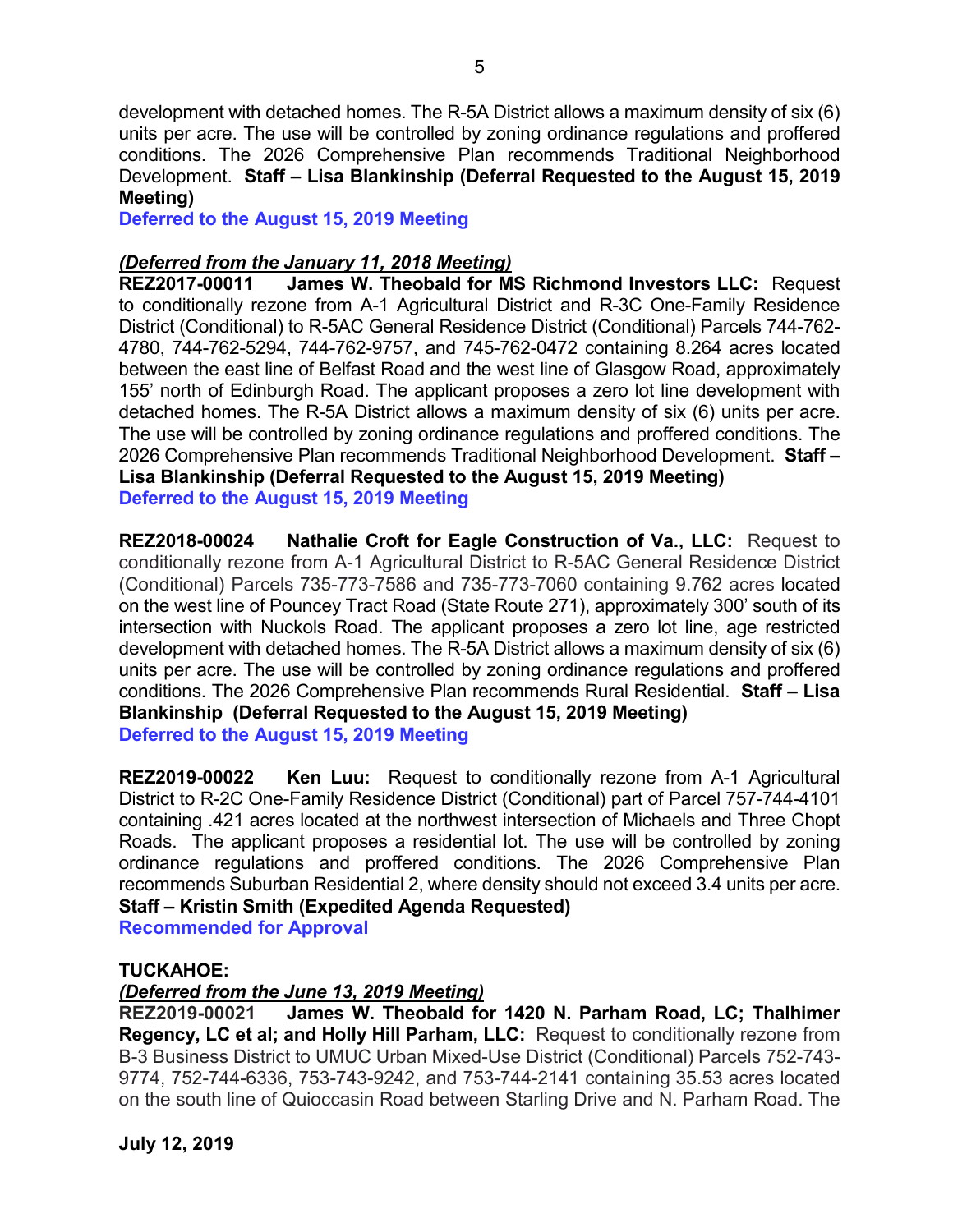development with detached homes. The R-5A District allows a maximum density of six (6) units per acre. The use will be controlled by zoning ordinance regulations and proffered conditions. The 2026 Comprehensive Plan recommends Traditional Neighborhood Development. **Staff – Lisa Blankinship (Deferral Requested to the August 15, 2019 Meeting)**

**Deferred to the August 15, 2019 Meeting**

***(Deferred from the January 11, 2018 Meeting)***

**REZ2017-00011 James W. Theobald for MS Richmond Investors LLC:** Request to conditionally rezone from A-1 Agricultural District and R-3C One-Family Residence District (Conditional) to R-5AC General Residence District (Conditional) Parcels 744-762-4780, 744-762-5294, 744-762-9757, and 745-762-0472 containing 8.264 acres located between the east line of Belfast Road and the west line of Glasgow Road, approximately 155' north of Edinburgh Road. The applicant proposes a zero lot line development with detached homes. The R-5A District allows a maximum density of six (6) units per acre. The use will be controlled by zoning ordinance regulations and proffered conditions. The 2026 Comprehensive Plan recommends Traditional Neighborhood Development. **Staff – Lisa Blankinship (Deferral Requested to the August 15, 2019 Meeting)**

**Deferred to the August 15, 2019 Meeting**

**REZ2018-00024 Nathalie Croft for Eagle Construction of Va., LLC:** Request to conditionally rezone from A-1 Agricultural District to R-5AC General Residence District (Conditional) Parcels 735-773-7586 and 735-773-7060 containing 9.762 acres located on the west line of Pouncey Tract Road (State Route 271), approximately 300' south of its intersection with Nuckols Road. The applicant proposes a zero lot line, age restricted development with detached homes. The R-5A District allows a maximum density of six (6) units per acre. The use will be controlled by zoning ordinance regulations and proffered conditions. The 2026 Comprehensive Plan recommends Rural Residential. **Staff – Lisa Blankinship (Deferral Requested to the August 15, 2019 Meeting)**

**Deferred to the August 15, 2019 Meeting**

**REZ2019-00022 Ken Luu:** Request to conditionally rezone from A-1 Agricultural District to R-2C One-Family Residence District (Conditional) part of Parcel 757-744-4101 containing .421 acres located at the northwest intersection of Michaels and Three Chopt Roads. The applicant proposes a residential lot. The use will be controlled by zoning ordinance regulations and proffered conditions. The 2026 Comprehensive Plan recommends Suburban Residential 2, where density should not exceed 3.4 units per acre. **Staff – Kristin Smith (Expedited Agenda Requested)**

**Recommended for Approval**

**TUCKAHOE:**

***(Deferred from the June 13, 2019 Meeting)***

**REZ2019-00021 James W. Theobald for 1420 N. Parham Road, LC; Thalhimer Regency, LC et al; and Holly Hill Parham, LLC:** Request to conditionally rezone from B-3 Business District to UMUC Urban Mixed-Use District (Conditional) Parcels 752-743-9774, 752-744-6336, 753-743-9242, and 753-744-2141 containing 35.53 acres located on the south line of Quioccasin Road between Starling Drive and N. Parham Road. The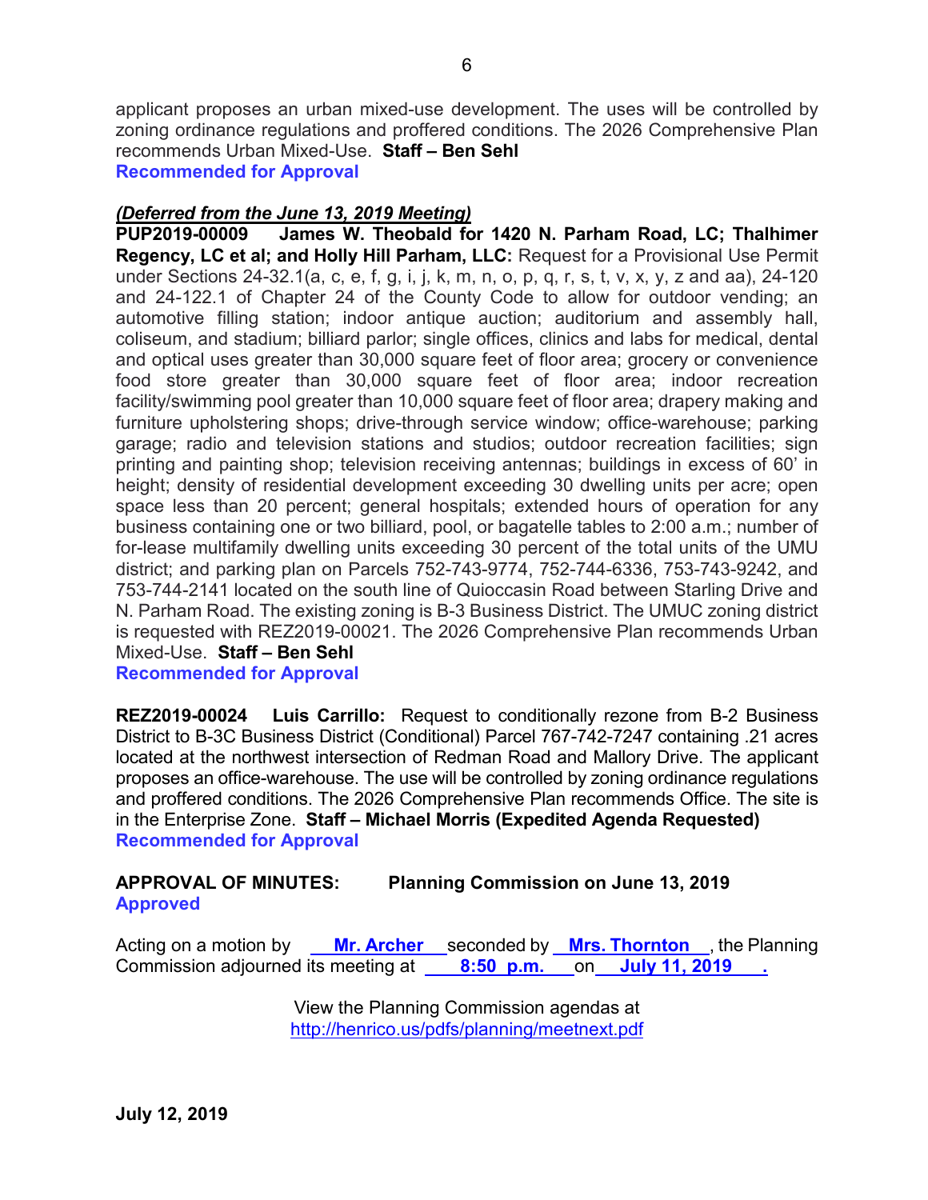applicant proposes an urban mixed-use development. The uses will be controlled by zoning ordinance regulations and proffered conditions. The 2026 Comprehensive Plan recommends Urban Mixed-Use. **Staff – Ben Sehl**
**Recommended for Approval**

***(Deferred from the June 13, 2019 Meeting)***
**PUP2019-00009 James W. Theobald for 1420 N. Parham Road, LC; Thalhimer Regency, LC et al; and Holly Hill Parham, LLC:** Request for a Provisional Use Permit under Sections 24-32.1(a, c, e, f, g, i, j, k, m, n, o, p, q, r, s, t, v, x, y, z and aa), 24-120 and 24-122.1 of Chapter 24 of the County Code to allow for outdoor vending; an automotive filling station; indoor antique auction; auditorium and assembly hall, coliseum, and stadium; billiard parlor; single offices, clinics and labs for medical, dental and optical uses greater than 30,000 square feet of floor area; grocery or convenience food store greater than 30,000 square feet of floor area; indoor recreation facility/swimming pool greater than 10,000 square feet of floor area; drapery making and furniture upholstering shops; drive-through service window; office-warehouse; parking garage; radio and television stations and studios; outdoor recreation facilities; sign printing and painting shop; television receiving antennas; buildings in excess of 60' in height; density of residential development exceeding 30 dwelling units per acre; open space less than 20 percent; general hospitals; extended hours of operation for any business containing one or two billiard, pool, or bagatelle tables to 2:00 a.m.; number of for-lease multifamily dwelling units exceeding 30 percent of the total units of the UMU district; and parking plan on Parcels 752-743-9774, 752-744-6336, 753-743-9242, and 753-744-2141 located on the south line of Quioccasin Road between Starling Drive and N. Parham Road. The existing zoning is B-3 Business District. The UMUC zoning district is requested with REZ2019-00021. The 2026 Comprehensive Plan recommends Urban Mixed-Use. **Staff – Ben Sehl**
**Recommended for Approval**

**REZ2019-00024 Luis Carrillo:** Request to conditionally rezone from B-2 Business District to B-3C Business District (Conditional) Parcel 767-742-7247 containing .21 acres located at the northwest intersection of Redman Road and Mallory Drive. The applicant proposes an office-warehouse. The use will be controlled by zoning ordinance regulations and proffered conditions. The 2026 Comprehensive Plan recommends Office. The site is in the Enterprise Zone. **Staff – Michael Morris (Expedited Agenda Requested)**
**Recommended for Approval**

**APPROVAL OF MINUTES: Planning Commission on June 13, 2019**
**Approved**

Acting on a motion by **Mr. Archer** seconded by **Mrs. Thornton**, the Planning Commission adjourned its meeting at **8:50 p.m.** on **July 11, 2019**.

View the Planning Commission agendas at
http://henrico.us/pdfs/planning/meetnext.pdf

**July 12, 2019**